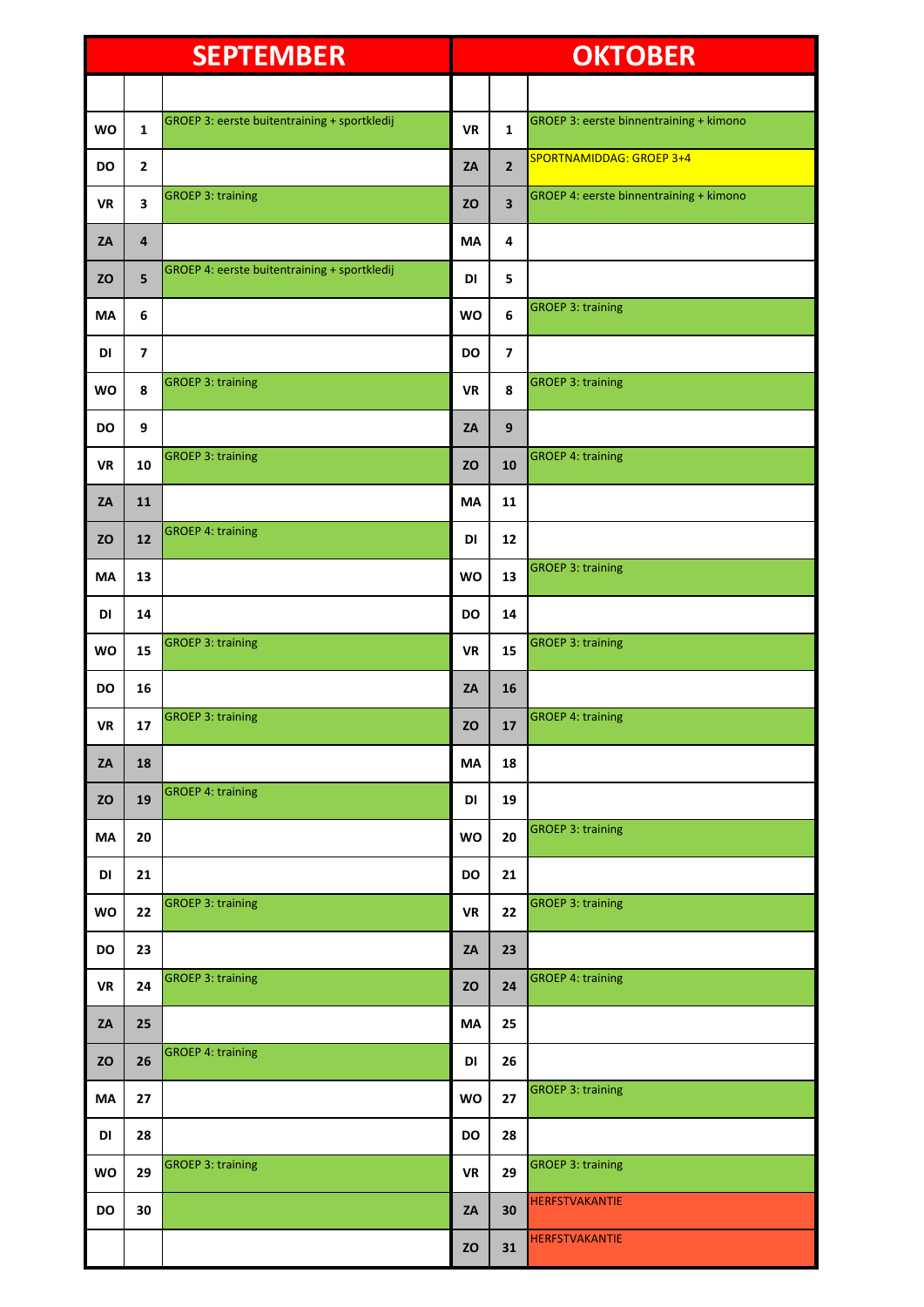| SEPTEMBER | | | OKTOBER | | |
|---|---|---|---|---|---|
| | | | | | |
| WO | 1 | GROEP 3: eerste buitentraining + sportkledij | VR | 1 | GROEP 3: eerste binnentraining + kimono |
| DO | 2 | | ZA | 2 | SPORTNAMIDDAG: GROEP 3+4 |
| VR | 3 | GROEP 3: training | ZO | 3 | GROEP 4: eerste binnentraining + kimono |
| ZA | 4 | | MA | 4 | |
| ZO | 5 | GROEP 4: eerste buitentraining + sportkledij | DI | 5 | |
| MA | 6 | | WO | 6 | GROEP 3: training |
| DI | 7 | | DO | 7 | |
| WO | 8 | GROEP 3: training | VR | 8 | GROEP 3: training |
| DO | 9 | | ZA | 9 | |
| VR | 10 | GROEP 3: training | ZO | 10 | GROEP 4: training |
| ZA | 11 | | MA | 11 | |
| ZO | 12 | GROEP 4: training | DI | 12 | |
| MA | 13 | | WO | 13 | GROEP 3: training |
| DI | 14 | | DO | 14 | |
| WO | 15 | GROEP 3: training | VR | 15 | GROEP 3: training |
| DO | 16 | | ZA | 16 | |
| VR | 17 | GROEP 3: training | ZO | 17 | GROEP 4: training |
| ZA | 18 | | MA | 18 | |
| ZO | 19 | GROEP 4: training | DI | 19 | |
| MA | 20 | | WO | 20 | GROEP 3: training |
| DI | 21 | | DO | 21 | |
| WO | 22 | GROEP 3: training | VR | 22 | GROEP 3: training |
| DO | 23 | | ZA | 23 | |
| VR | 24 | GROEP 3: training | ZO | 24 | GROEP 4: training |
| ZA | 25 | | MA | 25 | |
| ZO | 26 | GROEP 4: training | DI | 26 | |
| MA | 27 | | WO | 27 | GROEP 3: training |
| DI | 28 | | DO | 28 | |
| WO | 29 | GROEP 3: training | VR | 29 | GROEP 3: training |
| DO | 30 | | ZA | 30 | HERFSTVAKANTIE |
| | | | ZO | 31 | HERFSTVAKANTIE |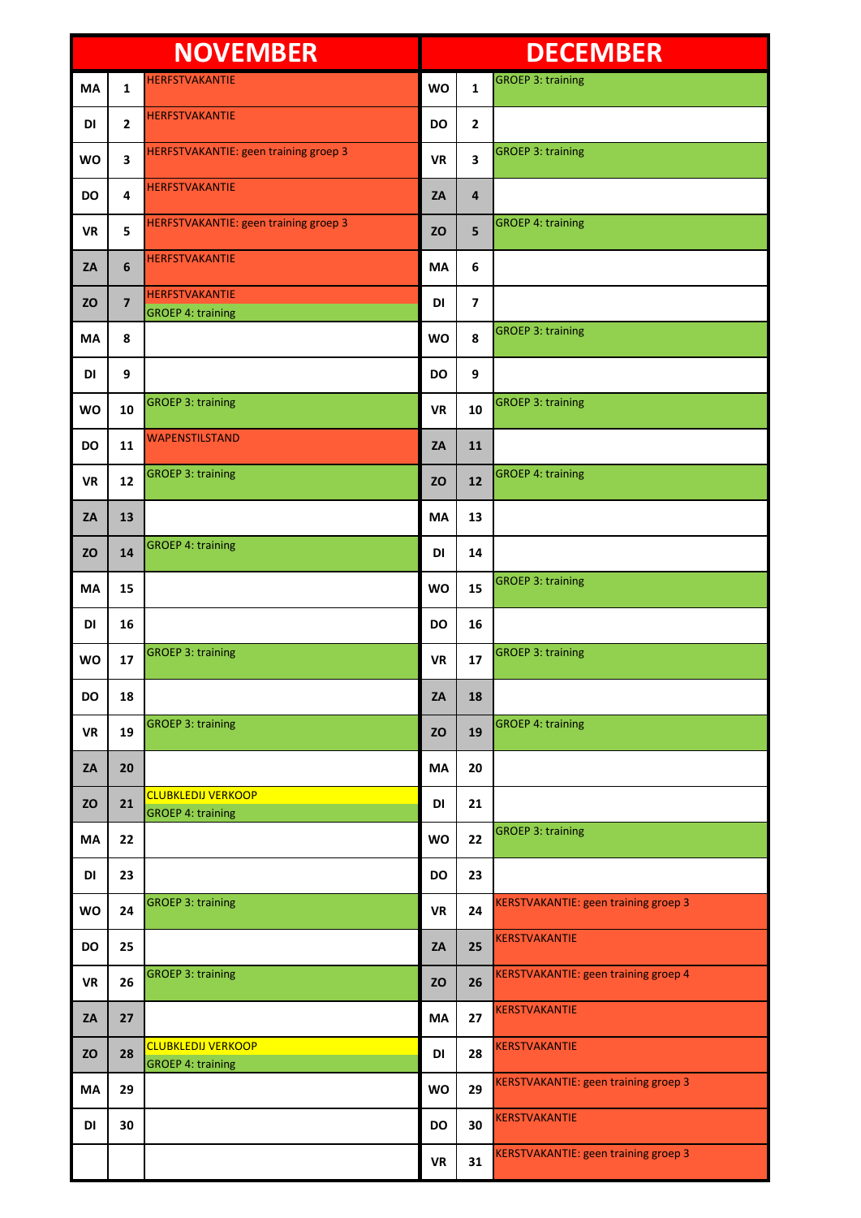| NOVEMBER | | | DECEMBER | | |
|---|---|---|---|---|---|
| MA | 1 | HERFSTVAKANTIE | WO | 1 | GROEP 3: training |
| DI | 2 | HERFSTVAKANTIE | DO | 2 | |
| WO | 3 | HERFSTVAKANTIE: geen training groep 3 | VR | 3 | GROEP 3: training |
| DO | 4 | HERFSTVAKANTIE | ZA | 4 | |
| VR | 5 | HERFSTVAKANTIE: geen training groep 3 | ZO | 5 | GROEP 4: training |
| ZA | 6 | HERFSTVAKANTIE | MA | 6 | |
| ZO | 7 | HERFSTVAKANTIE<br>GROEP 4: training | DI | 7 | |
| MA | 8 | | WO | 8 | GROEP 3: training |
| DI | 9 | | DO | 9 | |
| WO | 10 | GROEP 3: training | VR | 10 | GROEP 3: training |
| DO | 11 | WAPENSTILSTAND | ZA | 11 | |
| VR | 12 | GROEP 3: training | ZO | 12 | GROEP 4: training |
| ZA | 13 | | MA | 13 | |
| ZO | 14 | GROEP 4: training | DI | 14 | |
| MA | 15 | | WO | 15 | GROEP 3: training |
| DI | 16 | | DO | 16 | |
| WO | 17 | GROEP 3: training | VR | 17 | GROEP 3: training |
| DO | 18 | | ZA | 18 | |
| VR | 19 | GROEP 3: training | ZO | 19 | GROEP 4: training |
| ZA | 20 | | MA | 20 | |
| ZO | 21 | CLUBKLEDIJ VERKOOP<br>GROEP 4: training | DI | 21 | |
| MA | 22 | | WO | 22 | GROEP 3: training |
| DI | 23 | | DO | 23 | |
| WO | 24 | GROEP 3: training | VR | 24 | KERSTVAKANTIE: geen training groep 3 |
| DO | 25 | | ZA | 25 | KERSTVAKANTIE |
| VR | 26 | GROEP 3: training | ZO | 26 | KERSTVAKANTIE: geen training groep 4 |
| ZA | 27 | | MA | 27 | KERSTVAKANTIE |
| ZO | 28 | CLUBKLEDIJ VERKOOP<br>GROEP 4: training | DI | 28 | KERSTVAKANTIE |
| MA | 29 | | WO | 29 | KERSTVAKANTIE: geen training groep 3 |
| DI | 30 | | DO | 30 | KERSTVAKANTIE |
| | | | VR | 31 | KERSTVAKANTIE: geen training groep 3 |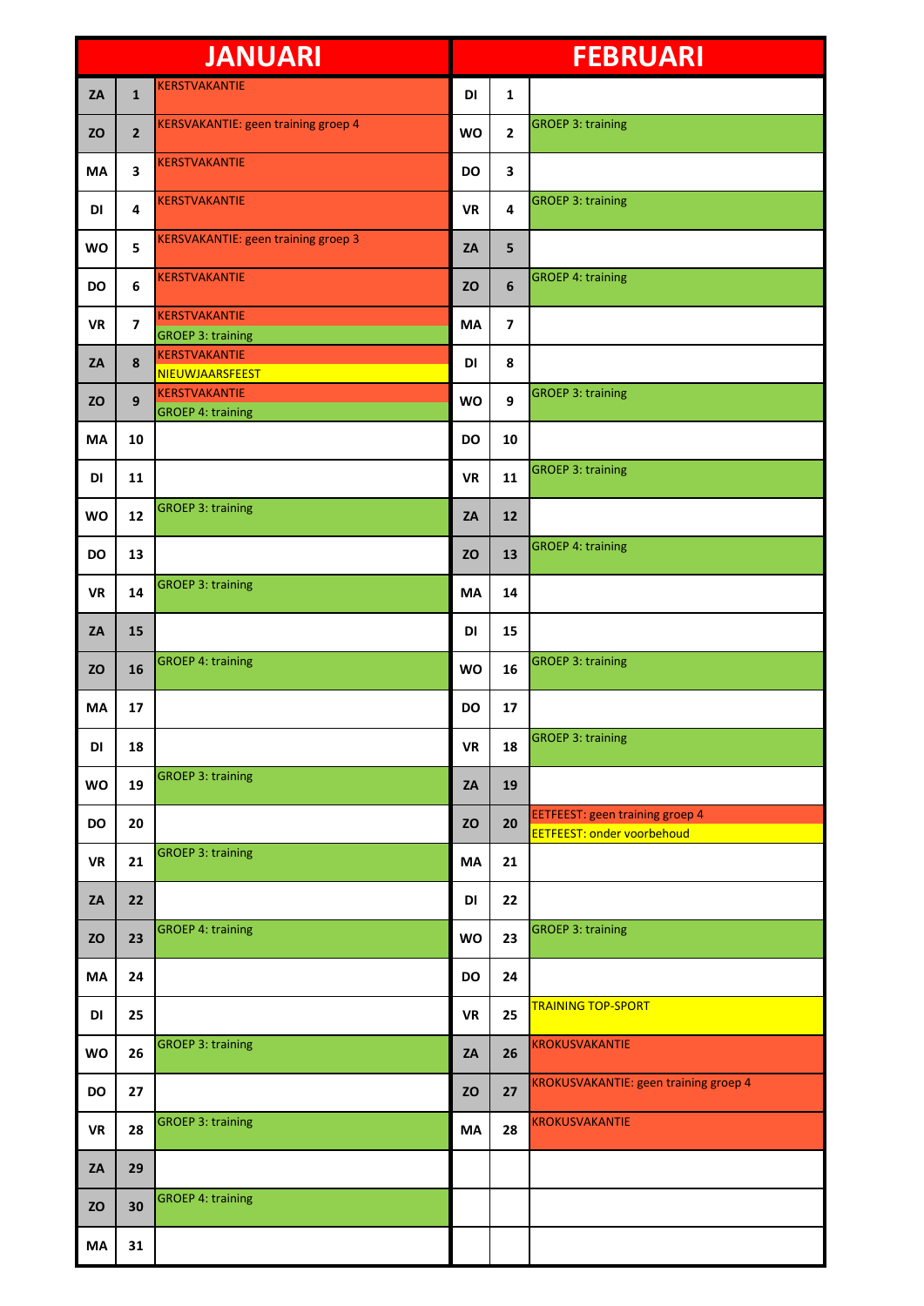| JANUARI | | | FEBRUARI | | |
|---|---|---|---|---|---|
| ZA | 1 | KERSTVAKANTIE | DI | 1 | |
| ZO | 2 | KERSVAKANTIE: geen training groep 4 | WO | 2 | GROEP 3: training |
| MA | 3 | KERSTVAKANTIE | DO | 3 | |
| DI | 4 | KERSTVAKANTIE | VR | 4 | GROEP 3: training |
| WO | 5 | KERSVAKANTIE: geen training groep 3 | ZA | 5 | |
| DO | 6 | KERSTVAKANTIE | ZO | 6 | GROEP 4: training |
| VR | 7 | KERSTVAKANTIE<br>GROEP 3: training | MA | 7 | |
| ZA | 8 | KERSTVAKANTIE<br>NIEUWJAARSFEEST | DI | 8 | |
| ZO | 9 | KERSTVAKANTIE<br>GROEP 4: training | WO | 9 | GROEP 3: training |
| MA | 10 | | DO | 10 | |
| DI | 11 | | VR | 11 | GROEP 3: training |
| WO | 12 | GROEP 3: training | ZA | 12 | |
| DO | 13 | | ZO | 13 | GROEP 4: training |
| VR | 14 | GROEP 3: training | MA | 14 | |
| ZA | 15 | | DI | 15 | |
| ZO | 16 | GROEP 4: training | WO | 16 | GROEP 3: training |
| MA | 17 | | DO | 17 | |
| DI | 18 | | VR | 18 | GROEP 3: training |
| WO | 19 | GROEP 3: training | ZA | 19 | |
| DO | 20 | | ZO | 20 | EETFEEST: geen training groep 4<br>EETFEEST: onder voorbehoud |
| VR | 21 | GROEP 3: training | MA | 21 | |
| ZA | 22 | | DI | 22 | |
| ZO | 23 | GROEP 4: training | WO | 23 | GROEP 3: training |
| MA | 24 | | DO | 24 | |
| DI | 25 | | VR | 25 | TRAINING TOP-SPORT |
| WO | 26 | GROEP 3: training | ZA | 26 | KROKUSVAKANTIE |
| DO | 27 | | ZO | 27 | KROKUSVAKANTIE: geen training groep 4 |
| VR | 28 | GROEP 3: training | MA | 28 | KROKUSVAKANTIE |
| ZA | 29 | | | | |
| ZO | 30 | GROEP 4: training | | | |
| MA | 31 | | | | |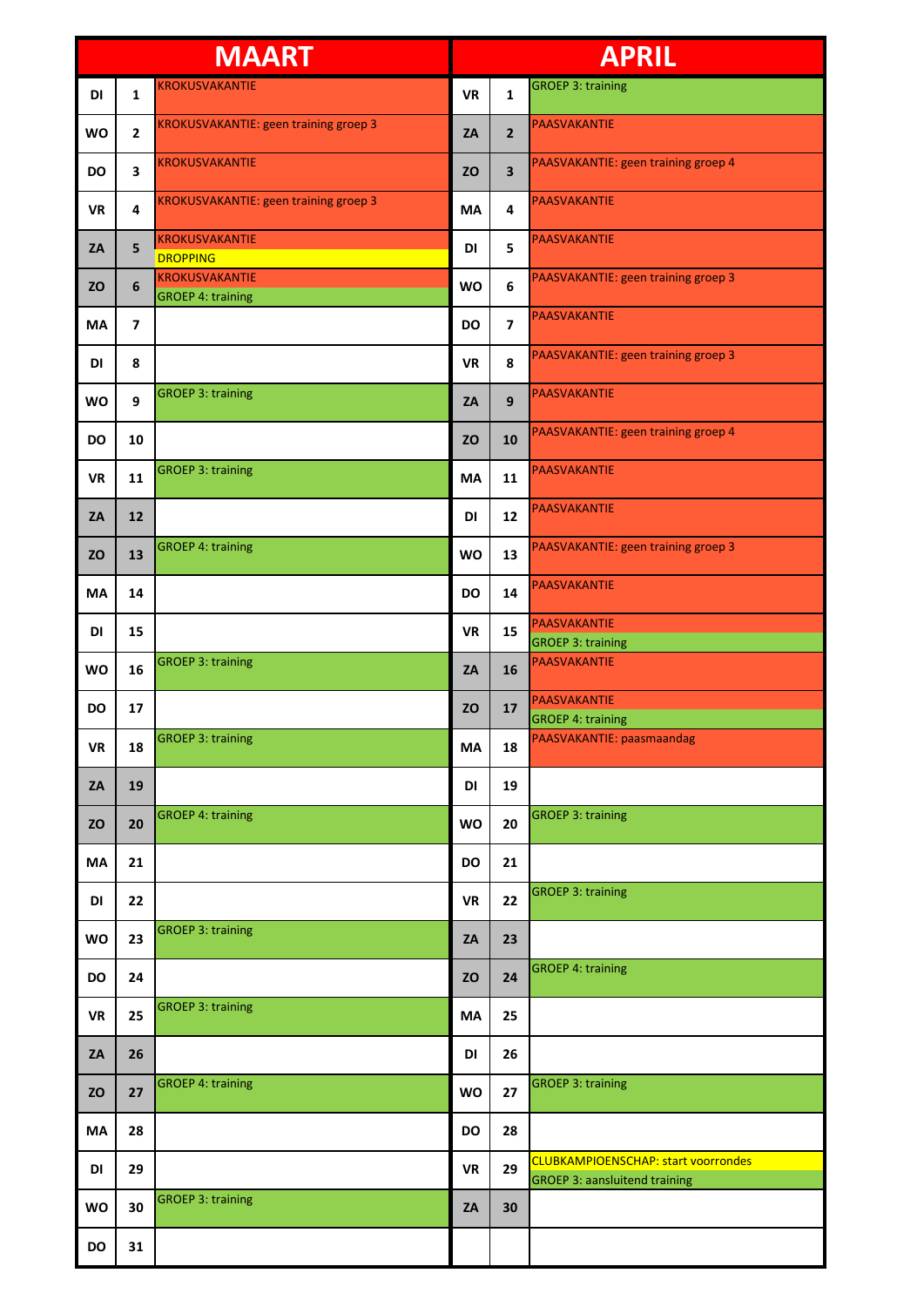| MAART | | | APRIL | | |
|---|---|---|---|---|---|
| DI | 1 | KROKUSVAKANTIE | VR | 1 | GROEP 3: training |
| WO | 2 | KROKUSVAKANTIE: geen training groep 3 | ZA | 2 | PAASVAKANTIE |
| DO | 3 | KROKUSVAKANTIE | ZO | 3 | PAASVAKANTIE: geen training groep 4 |
| VR | 4 | KROKUSVAKANTIE: geen training groep 3 | MA | 4 | PAASVAKANTIE |
| ZA | 5 | KROKUSVAKANTIE<br>DROPPING | DI | 5 | PAASVAKANTIE |
| ZO | 6 | KROKUSVAKANTIE<br>GROEP 4: training | WO | 6 | PAASVAKANTIE: geen training groep 3 |
| MA | 7 | | DO | 7 | PAASVAKANTIE |
| DI | 8 | | VR | 8 | PAASVAKANTIE: geen training groep 3 |
| WO | 9 | GROEP 3: training | ZA | 9 | PAASVAKANTIE |
| DO | 10 | | ZO | 10 | PAASVAKANTIE: geen training groep 4 |
| VR | 11 | GROEP 3: training | MA | 11 | PAASVAKANTIE |
| ZA | 12 | | DI | 12 | PAASVAKANTIE |
| ZO | 13 | GROEP 4: training | WO | 13 | PAASVAKANTIE: geen training groep 3 |
| MA | 14 | | DO | 14 | PAASVAKANTIE |
| DI | 15 | | VR | 15 | PAASVAKANTIE<br>GROEP 3: training |
| WO | 16 | GROEP 3: training | ZA | 16 | PAASVAKANTIE |
| DO | 17 | | ZO | 17 | PAASVAKANTIE<br>GROEP 4: training |
| VR | 18 | GROEP 3: training | MA | 18 | PAASVAKANTIE: paasmaandag |
| ZA | 19 | | DI | 19 | |
| ZO | 20 | GROEP 4: training | WO | 20 | GROEP 3: training |
| MA | 21 | | DO | 21 | |
| DI | 22 | | VR | 22 | GROEP 3: training |
| WO | 23 | GROEP 3: training | ZA | 23 | |
| DO | 24 | | ZO | 24 | GROEP 4: training |
| VR | 25 | GROEP 3: training | MA | 25 | |
| ZA | 26 | | DI | 26 | |
| ZO | 27 | GROEP 4: training | WO | 27 | GROEP 3: training |
| MA | 28 | | DO | 28 | |
| DI | 29 | | VR | 29 | CLUBKAMPIOENSCHAP: start voorrondes<br>GROEP 3: aansluitend training |
| WO | 30 | GROEP 3: training | ZA | 30 | |
| DO | 31 | | | | |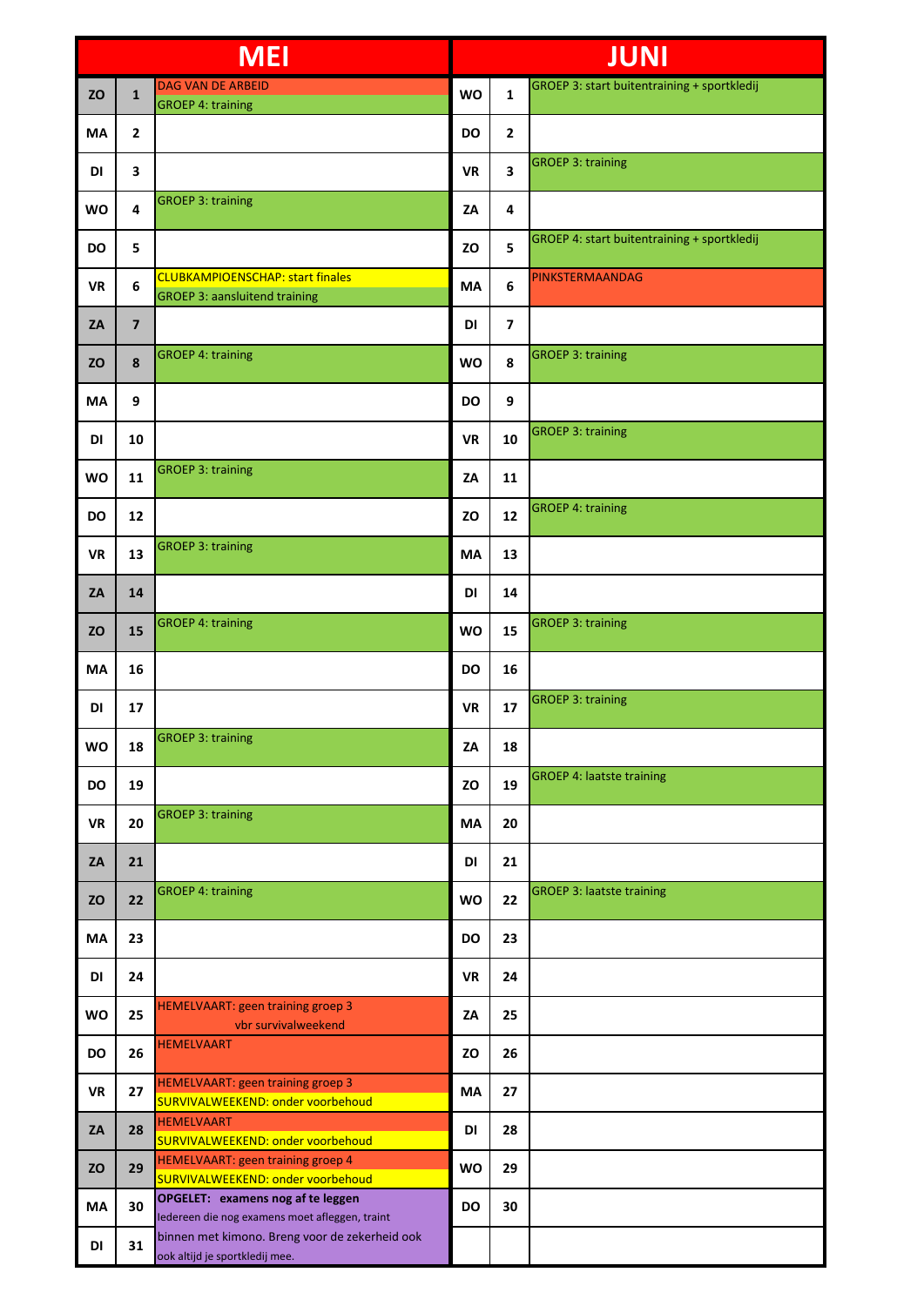| MEI | | | JUNI | | |
|---|---|---|---|---|---|
| ZO | 1 | DAG VAN DE ARBEID<br>GROEP 4: training | WO | 1 | GROEP 3: start buitentraining + sportkledij |
| MA | 2 | | DO | 2 | |
| DI | 3 | | VR | 3 | GROEP 3: training |
| WO | 4 | GROEP 3: training | ZA | 4 | |
| DO | 5 | | ZO | 5 | GROEP 4: start buitentraining + sportkledij |
| VR | 6 | CLUBKAMPIOENSCHAP: start finales<br>GROEP 3: aansluitend training | MA | 6 | PINKSTERMAANDAG |
| ZA | 7 | | DI | 7 | |
| ZO | 8 | GROEP 4: training | WO | 8 | GROEP 3: training |
| MA | 9 | | DO | 9 | |
| DI | 10 | | VR | 10 | GROEP 3: training |
| WO | 11 | GROEP 3: training | ZA | 11 | |
| DO | 12 | | ZO | 12 | GROEP 4: training |
| VR | 13 | GROEP 3: training | MA | 13 | |
| ZA | 14 | | DI | 14 | |
| ZO | 15 | GROEP 4: training | WO | 15 | GROEP 3: training |
| MA | 16 | | DO | 16 | |
| DI | 17 | | VR | 17 | GROEP 3: training |
| WO | 18 | GROEP 3: training | ZA | 18 | |
| DO | 19 | | ZO | 19 | GROEP 4: laatste training |
| VR | 20 | GROEP 3: training | MA | 20 | |
| ZA | 21 | | DI | 21 | |
| ZO | 22 | GROEP 4: training | WO | 22 | GROEP 3: laatste training |
| MA | 23 | | DO | 23 | |
| DI | 24 | | VR | 24 | |
| WO | 25 | HEMELVAART: geen training groep 3 vbr survivalweekend | ZA | 25 | |
| DO | 26 | HEMELVAART | ZO | 26 | |
| VR | 27 | HEMELVAART: geen training groep 3<br>SURVIVALWEEKEND: onder voorbehoud | MA | 27 | |
| ZA | 28 | HEMELVAART<br>SURVIVALWEEKEND: onder voorbehoud | DI | 28 | |
| ZO | 29 | HEMELVAART: geen training groep 4<br>SURVIVALWEEKEND: onder voorbehoud | WO | 29 | |
| MA | 30 | **OPGELET: examens nog af te leggen**<br>Iedereen die nog examens moet afleggen, traint binnen met kimono. Breng voor de zekerheid ook ook altijd je sportkledij mee. | DO | 30 | |
| DI | 31 | | | | |